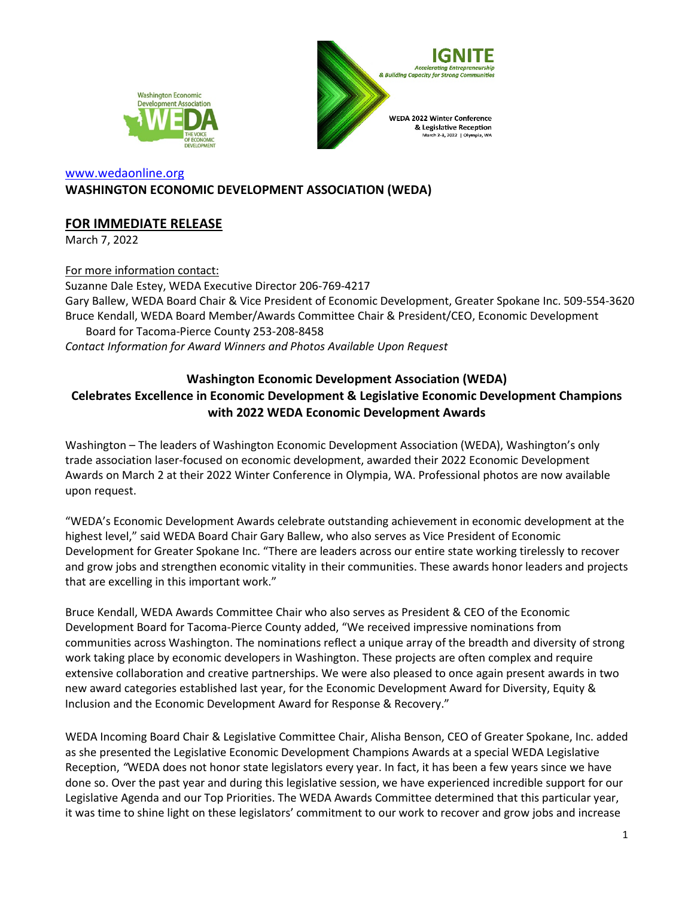www.wedaonline.org

**WASHINGTON ECONOMIC DEVELOPMENT ASSOCIATION (WEDA)**

**FOR IMMEDIATE RELEASE**

March 7, 2022

For more information contact:

Suzanne Dale Estey, WEDA Executive Director 206-769-4217

Gary Ballew, WEDA Board Chair & Vice President of Economic Development, Greater Spokane Inc. 509-554-3620

Bruce Kendall, WEDA Board Member/Awards Committee Chair & President/CEO, Economic Development Board for Tacoma-Pierce County 253-208-8458

*Contact Information for Award Winners and Photos Available Upon Request*

## Washington Economic Development Association (WEDA) Celebrates Excellence in Economic Development & Legislative Economic Development Champions with 2022 WEDA Economic Development Awards

Washington – The leaders of Washington Economic Development Association (WEDA), Washington's only trade association laser-focused on economic development, awarded their 2022 Economic Development Awards on March 2 at their 2022 Winter Conference in Olympia, WA. Professional photos are now available upon request.

"WEDA's Economic Development Awards celebrate outstanding achievement in economic development at the highest level," said WEDA Board Chair Gary Ballew, who also serves as Vice President of Economic Development for Greater Spokane Inc. "There are leaders across our entire state working tirelessly to recover and grow jobs and strengthen economic vitality in their communities. These awards honor leaders and projects that are excelling in this important work."

Bruce Kendall, WEDA Awards Committee Chair who also serves as President & CEO of the Economic Development Board for Tacoma-Pierce County added, "We received impressive nominations from communities across Washington. The nominations reflect a unique array of the breadth and diversity of strong work taking place by economic developers in Washington. These projects are often complex and require extensive collaboration and creative partnerships. We were also pleased to once again present awards in two new award categories established last year, for the Economic Development Award for Diversity, Equity & Inclusion and the Economic Development Award for Response & Recovery."

WEDA Incoming Board Chair & Legislative Committee Chair, Alisha Benson, CEO of Greater Spokane, Inc. added as she presented the Legislative Economic Development Champions Awards at a special WEDA Legislative Reception, "WEDA does not honor state legislators every year. In fact, it has been a few years since we have done so. Over the past year and during this legislative session, we have experienced incredible support for our Legislative Agenda and our Top Priorities. The WEDA Awards Committee determined that this particular year, it was time to shine light on these legislators' commitment to our work to recover and grow jobs and increase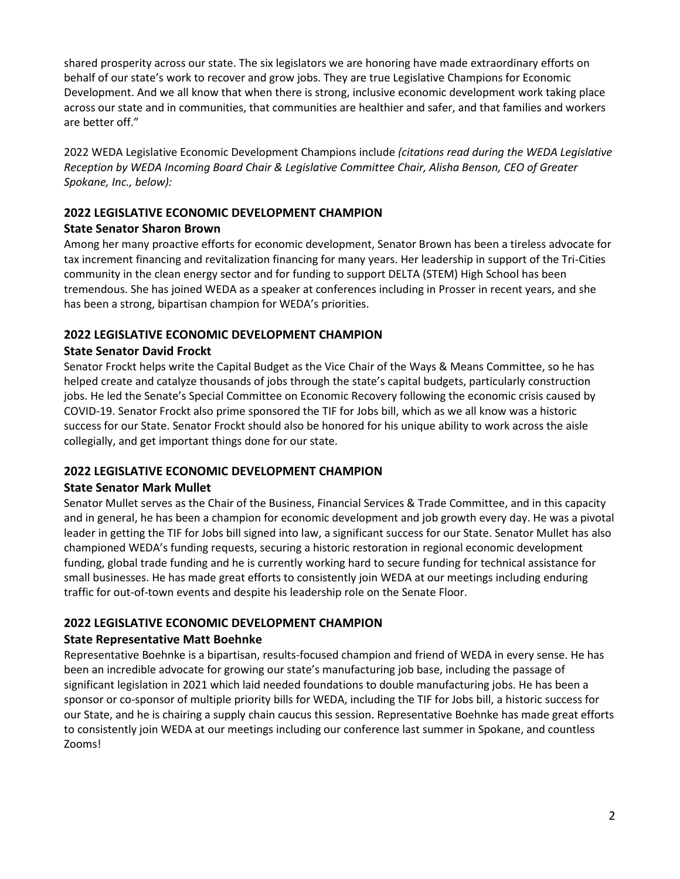shared prosperity across our state. The six legislators we are honoring have made extraordinary efforts on behalf of our state's work to recover and grow jobs. They are true Legislative Champions for Economic Development. And we all know that when there is strong, inclusive economic development work taking place across our state and in communities, that communities are healthier and safer, and that families and workers are better off."

2022 WEDA Legislative Economic Development Champions include *(citations read during the WEDA Legislative Reception by WEDA Incoming Board Chair & Legislative Committee Chair, Alisha Benson, CEO of Greater Spokane, Inc., below):*

## 2022 LEGISLATIVE ECONOMIC DEVELOPMENT CHAMPION

### State Senator Sharon Brown

Among her many proactive efforts for economic development, Senator Brown has been a tireless advocate for tax increment financing and revitalization financing for many years. Her leadership in support of the Tri-Cities community in the clean energy sector and for funding to support DELTA (STEM) High School has been tremendous. She has joined WEDA as a speaker at conferences including in Prosser in recent years, and she has been a strong, bipartisan champion for WEDA's priorities.

## 2022 LEGISLATIVE ECONOMIC DEVELOPMENT CHAMPION

### State Senator David Frockt

Senator Frockt helps write the Capital Budget as the Vice Chair of the Ways & Means Committee, so he has helped create and catalyze thousands of jobs through the state's capital budgets, particularly construction jobs. He led the Senate's Special Committee on Economic Recovery following the economic crisis caused by COVID-19. Senator Frockt also prime sponsored the TIF for Jobs bill, which as we all know was a historic success for our State. Senator Frockt should also be honored for his unique ability to work across the aisle collegially, and get important things done for our state.

## 2022 LEGISLATIVE ECONOMIC DEVELOPMENT CHAMPION

### State Senator Mark Mullet

Senator Mullet serves as the Chair of the Business, Financial Services & Trade Committee, and in this capacity and in general, he has been a champion for economic development and job growth every day. He was a pivotal leader in getting the TIF for Jobs bill signed into law, a significant success for our State. Senator Mullet has also championed WEDA's funding requests, securing a historic restoration in regional economic development funding, global trade funding and he is currently working hard to secure funding for technical assistance for small businesses. He has made great efforts to consistently join WEDA at our meetings including enduring traffic for out-of-town events and despite his leadership role on the Senate Floor.

## 2022 LEGISLATIVE ECONOMIC DEVELOPMENT CHAMPION

### State Representative Matt Boehnke

Representative Boehnke is a bipartisan, results-focused champion and friend of WEDA in every sense. He has been an incredible advocate for growing our state's manufacturing job base, including the passage of significant legislation in 2021 which laid needed foundations to double manufacturing jobs. He has been a sponsor or co-sponsor of multiple priority bills for WEDA, including the TIF for Jobs bill, a historic success for our State, and he is chairing a supply chain caucus this session. Representative Boehnke has made great efforts to consistently join WEDA at our meetings including our conference last summer in Spokane, and countless Zooms!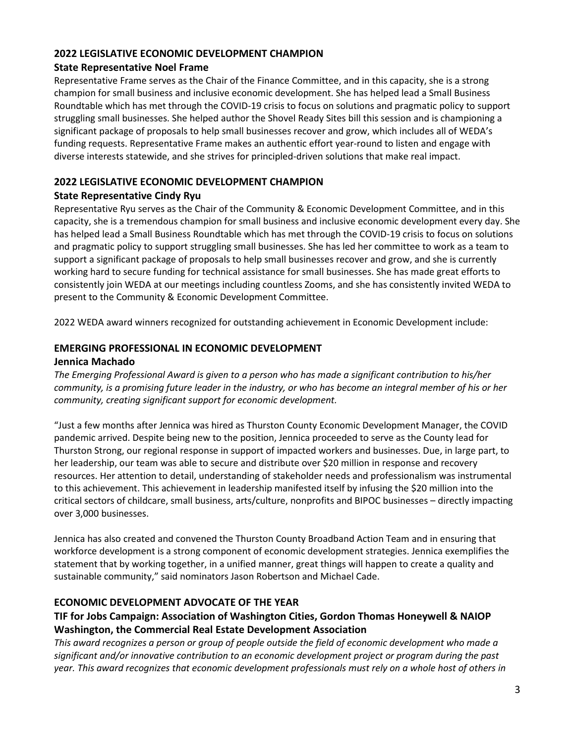### 2022 LEGISLATIVE ECONOMIC DEVELOPMENT CHAMPION

#### State Representative Noel Frame

Representative Frame serves as the Chair of the Finance Committee, and in this capacity, she is a strong champion for small business and inclusive economic development. She has helped lead a Small Business Roundtable which has met through the COVID-19 crisis to focus on solutions and pragmatic policy to support struggling small businesses. She helped author the Shovel Ready Sites bill this session and is championing a significant package of proposals to help small businesses recover and grow, which includes all of WEDA's funding requests. Representative Frame makes an authentic effort year-round to listen and engage with diverse interests statewide, and she strives for principled-driven solutions that make real impact.

### 2022 LEGISLATIVE ECONOMIC DEVELOPMENT CHAMPION

#### State Representative Cindy Ryu

Representative Ryu serves as the Chair of the Community & Economic Development Committee, and in this capacity, she is a tremendous champion for small business and inclusive economic development every day. She has helped lead a Small Business Roundtable which has met through the COVID-19 crisis to focus on solutions and pragmatic policy to support struggling small businesses. She has led her committee to work as a team to support a significant package of proposals to help small businesses recover and grow, and she is currently working hard to secure funding for technical assistance for small businesses. She has made great efforts to consistently join WEDA at our meetings including countless Zooms, and she has consistently invited WEDA to present to the Community & Economic Development Committee.

2022 WEDA award winners recognized for outstanding achievement in Economic Development include:

### EMERGING PROFESSIONAL IN ECONOMIC DEVELOPMENT

#### Jennica Machado

*The Emerging Professional Award is given to a person who has made a significant contribution to his/her community, is a promising future leader in the industry, or who has become an integral member of his or her community, creating significant support for economic development.*

"Just a few months after Jennica was hired as Thurston County Economic Development Manager, the COVID pandemic arrived. Despite being new to the position, Jennica proceeded to serve as the County lead for Thurston Strong, our regional response in support of impacted workers and businesses. Due, in large part, to her leadership, our team was able to secure and distribute over $20 million in response and recovery resources. Her attention to detail, understanding of stakeholder needs and professionalism was instrumental to this achievement. This achievement in leadership manifested itself by infusing the $20 million into the critical sectors of childcare, small business, arts/culture, nonprofits and BIPOC businesses – directly impacting over 3,000 businesses.

Jennica has also created and convened the Thurston County Broadband Action Team and in ensuring that workforce development is a strong component of economic development strategies. Jennica exemplifies the statement that by working together, in a unified manner, great things will happen to create a quality and sustainable community," said nominators Jason Robertson and Michael Cade.

### ECONOMIC DEVELOPMENT ADVOCATE OF THE YEAR

#### TIF for Jobs Campaign: Association of Washington Cities, Gordon Thomas Honeywell & NAIOP Washington, the Commercial Real Estate Development Association

*This award recognizes a person or group of people outside the field of economic development who made a significant and/or innovative contribution to an economic development project or program during the past year. This award recognizes that economic development professionals must rely on a whole host of others in*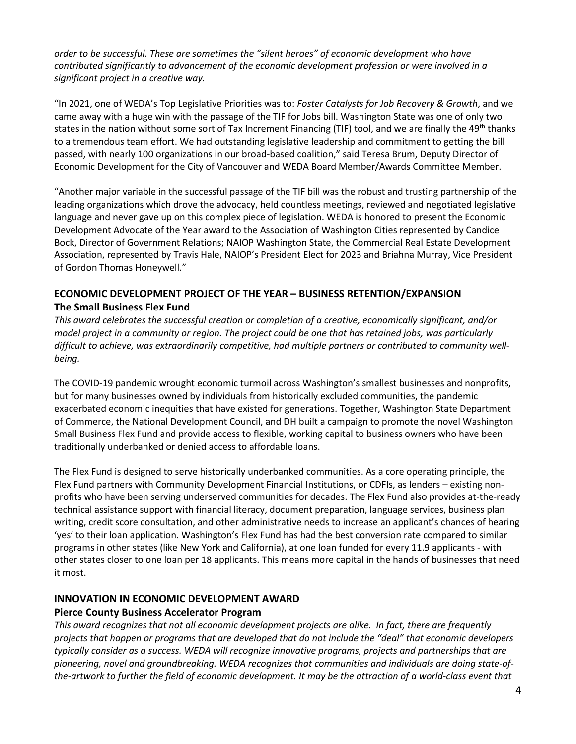*order to be successful. These are sometimes the "silent heroes" of economic development who have contributed significantly to advancement of the economic development profession or were involved in a significant project in a creative way.*

"In 2021, one of WEDA's Top Legislative Priorities was to: *Foster Catalysts for Job Recovery & Growth*, and we came away with a huge win with the passage of the TIF for Jobs bill. Washington State was one of only two states in the nation without some sort of Tax Increment Financing (TIF) tool, and we are finally the 49th thanks to a tremendous team effort. We had outstanding legislative leadership and commitment to getting the bill passed, with nearly 100 organizations in our broad-based coalition," said Teresa Brum, Deputy Director of Economic Development for the City of Vancouver and WEDA Board Member/Awards Committee Member.

"Another major variable in the successful passage of the TIF bill was the robust and trusting partnership of the leading organizations which drove the advocacy, held countless meetings, reviewed and negotiated legislative language and never gave up on this complex piece of legislation. WEDA is honored to present the Economic Development Advocate of the Year award to the Association of Washington Cities represented by Candice Bock, Director of Government Relations; NAIOP Washington State, the Commercial Real Estate Development Association, represented by Travis Hale, NAIOP's President Elect for 2023 and Briahna Murray, Vice President of Gordon Thomas Honeywell."

## ECONOMIC DEVELOPMENT PROJECT OF THE YEAR – BUSINESS RETENTION/EXPANSION

### The Small Business Flex Fund

*This award celebrates the successful creation or completion of a creative, economically significant, and/or model project in a community or region. The project could be one that has retained jobs, was particularly difficult to achieve, was extraordinarily competitive, had multiple partners or contributed to community well-being.*

The COVID-19 pandemic wrought economic turmoil across Washington's smallest businesses and nonprofits, but for many businesses owned by individuals from historically excluded communities, the pandemic exacerbated economic inequities that have existed for generations. Together, Washington State Department of Commerce, the National Development Council, and DH built a campaign to promote the novel Washington Small Business Flex Fund and provide access to flexible, working capital to business owners who have been traditionally underbanked or denied access to affordable loans.

The Flex Fund is designed to serve historically underbanked communities. As a core operating principle, the Flex Fund partners with Community Development Financial Institutions, or CDFIs, as lenders – existing non-profits who have been serving underserved communities for decades. The Flex Fund also provides at-the-ready technical assistance support with financial literacy, document preparation, language services, business plan writing, credit score consultation, and other administrative needs to increase an applicant's chances of hearing 'yes' to their loan application. Washington's Flex Fund has had the best conversion rate compared to similar programs in other states (like New York and California), at one loan funded for every 11.9 applicants - with other states closer to one loan per 18 applicants. This means more capital in the hands of businesses that need it most.

## INNOVATION IN ECONOMIC DEVELOPMENT AWARD

### Pierce County Business Accelerator Program

*This award recognizes that not all economic development projects are alike. In fact, there are frequently projects that happen or programs that are developed that do not include the "deal" that economic developers typically consider as a success. WEDA will recognize innovative programs, projects and partnerships that are pioneering, novel and groundbreaking. WEDA recognizes that communities and individuals are doing state-of-the-artwork to further the field of economic development. It may be the attraction of a world-class event that*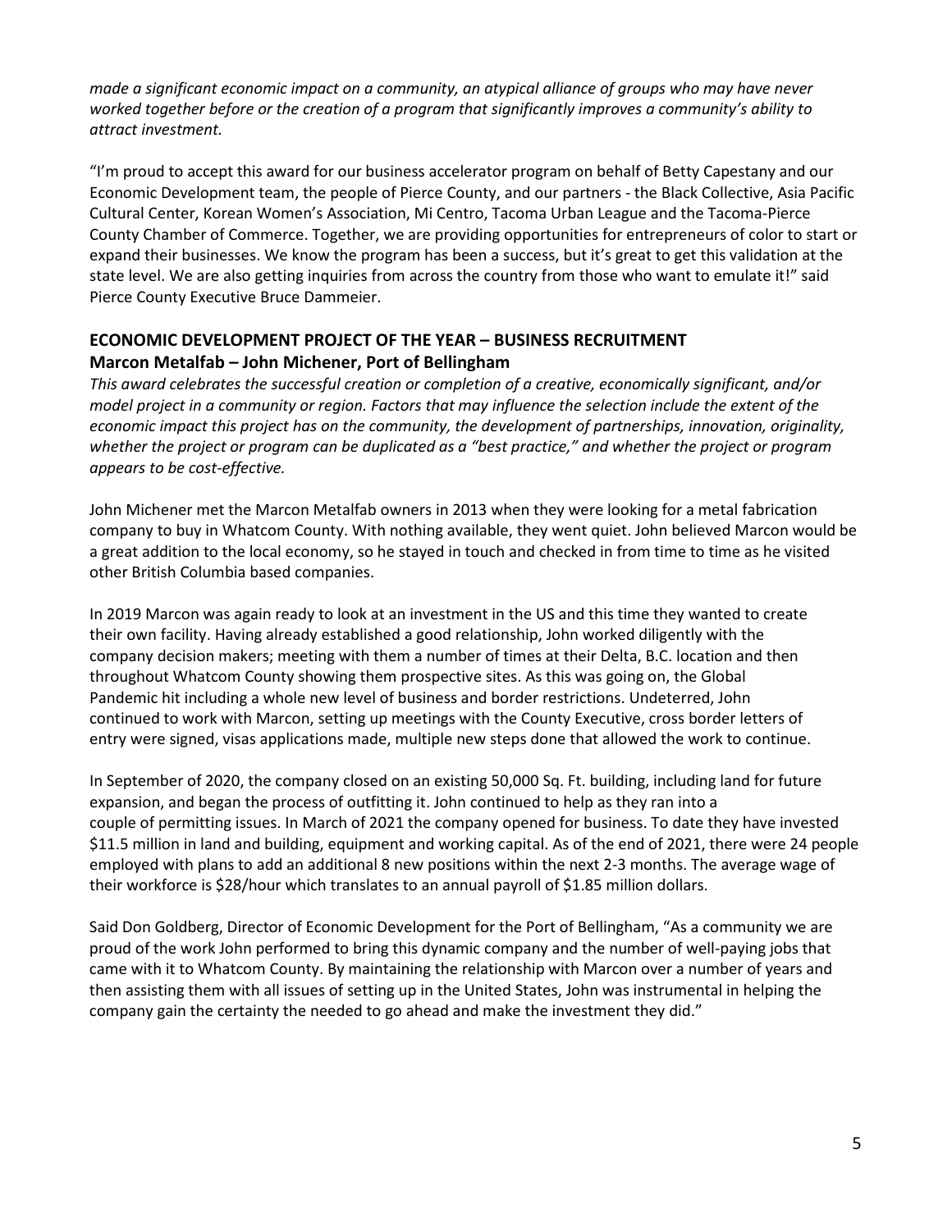*made a significant economic impact on a community, an atypical alliance of groups who may have never worked together before or the creation of a program that significantly improves a community's ability to attract investment.*

"I'm proud to accept this award for our business accelerator program on behalf of Betty Capestany and our Economic Development team, the people of Pierce County, and our partners - the Black Collective, Asia Pacific Cultural Center, Korean Women's Association, Mi Centro, Tacoma Urban League and the Tacoma-Pierce County Chamber of Commerce. Together, we are providing opportunities for entrepreneurs of color to start or expand their businesses. We know the program has been a success, but it's great to get this validation at the state level. We are also getting inquiries from across the country from those who want to emulate it!" said Pierce County Executive Bruce Dammeier.

## ECONOMIC DEVELOPMENT PROJECT OF THE YEAR – BUSINESS RECRUITMENT

### Marcon Metalfab – John Michener, Port of Bellingham

*This award celebrates the successful creation or completion of a creative, economically significant, and/or model project in a community or region. Factors that may influence the selection include the extent of the economic impact this project has on the community, the development of partnerships, innovation, originality, whether the project or program can be duplicated as a "best practice," and whether the project or program appears to be cost-effective.*

John Michener met the Marcon Metalfab owners in 2013 when they were looking for a metal fabrication company to buy in Whatcom County. With nothing available, they went quiet. John believed Marcon would be a great addition to the local economy, so he stayed in touch and checked in from time to time as he visited other British Columbia based companies.

In 2019 Marcon was again ready to look at an investment in the US and this time they wanted to create their own facility. Having already established a good relationship, John worked diligently with the company decision makers; meeting with them a number of times at their Delta, B.C. location and then throughout Whatcom County showing them prospective sites. As this was going on, the Global Pandemic hit including a whole new level of business and border restrictions. Undeterred, John continued to work with Marcon, setting up meetings with the County Executive, cross border letters of entry were signed, visas applications made, multiple new steps done that allowed the work to continue.

In September of 2020, the company closed on an existing 50,000 Sq. Ft. building, including land for future expansion, and began the process of outfitting it. John continued to help as they ran into a couple of permitting issues. In March of 2021 the company opened for business. To date they have invested $11.5 million in land and building, equipment and working capital. As of the end of 2021, there were 24 people employed with plans to add an additional 8 new positions within the next 2-3 months. The average wage of their workforce is $28/hour which translates to an annual payroll of $1.85 million dollars.

Said Don Goldberg, Director of Economic Development for the Port of Bellingham, "As a community we are proud of the work John performed to bring this dynamic company and the number of well-paying jobs that came with it to Whatcom County. By maintaining the relationship with Marcon over a number of years and then assisting them with all issues of setting up in the United States, John was instrumental in helping the company gain the certainty the needed to go ahead and make the investment they did."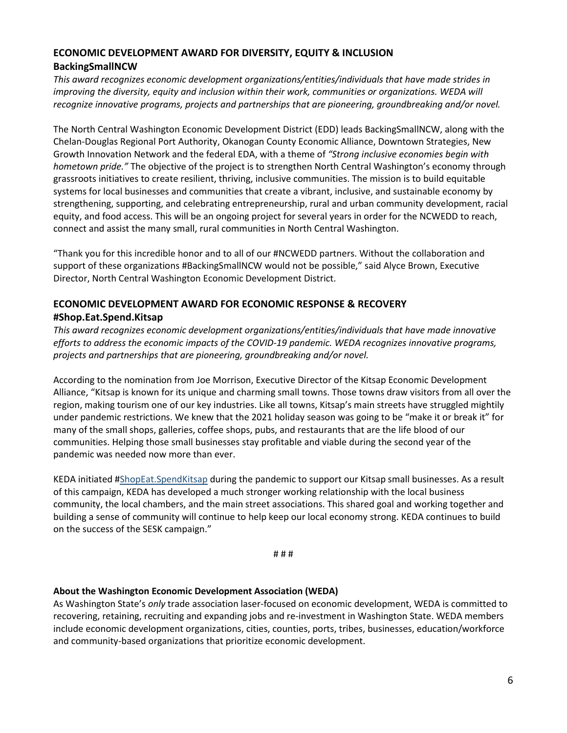## ECONOMIC DEVELOPMENT AWARD FOR DIVERSITY, EQUITY & INCLUSION

### BackingSmallNCW

*This award recognizes economic development organizations/entities/individuals that have made strides in improving the diversity, equity and inclusion within their work, communities or organizations. WEDA will recognize innovative programs, projects and partnerships that are pioneering, groundbreaking and/or novel.*

The North Central Washington Economic Development District (EDD) leads BackingSmallNCW, along with the Chelan-Douglas Regional Port Authority, Okanogan County Economic Alliance, Downtown Strategies, New Growth Innovation Network and the federal EDA, with a theme of *"Strong inclusive economies begin with hometown pride."* The objective of the project is to strengthen North Central Washington's economy through grassroots initiatives to create resilient, thriving, inclusive communities. The mission is to build equitable systems for local businesses and communities that create a vibrant, inclusive, and sustainable economy by strengthening, supporting, and celebrating entrepreneurship, rural and urban community development, racial equity, and food access. This will be an ongoing project for several years in order for the NCWEDD to reach, connect and assist the many small, rural communities in North Central Washington.

"Thank you for this incredible honor and to all of our #NCWEDD partners. Without the collaboration and support of these organizations #BackingSmallNCW would not be possible," said Alyce Brown, Executive Director, North Central Washington Economic Development District.

## ECONOMIC DEVELOPMENT AWARD FOR ECONOMIC RESPONSE & RECOVERY

### #Shop.Eat.Spend.Kitsap

*This award recognizes economic development organizations/entities/individuals that have made innovative efforts to address the economic impacts of the COVID-19 pandemic. WEDA recognizes innovative programs, projects and partnerships that are pioneering, groundbreaking and/or novel.*

According to the nomination from Joe Morrison, Executive Director of the Kitsap Economic Development Alliance, "Kitsap is known for its unique and charming small towns. Those towns draw visitors from all over the region, making tourism one of our key industries. Like all towns, Kitsap's main streets have struggled mightily under pandemic restrictions. We knew that the 2021 holiday season was going to be "make it or break it" for many of the small shops, galleries, coffee shops, pubs, and restaurants that are the life blood of our communities. Helping those small businesses stay profitable and viable during the second year of the pandemic was needed now more than ever.

KEDA initiated #ShopEat.SpendKitsap during the pandemic to support our Kitsap small businesses. As a result of this campaign, KEDA has developed a much stronger working relationship with the local business community, the local chambers, and the main street associations. This shared goal and working together and building a sense of community will continue to help keep our local economy strong. KEDA continues to build on the success of the SESK campaign."

# # #

**About the Washington Economic Development Association (WEDA)**

As Washington State's *only* trade association laser-focused on economic development, WEDA is committed to recovering, retaining, recruiting and expanding jobs and re-investment in Washington State. WEDA members include economic development organizations, cities, counties, ports, tribes, businesses, education/workforce and community-based organizations that prioritize economic development.